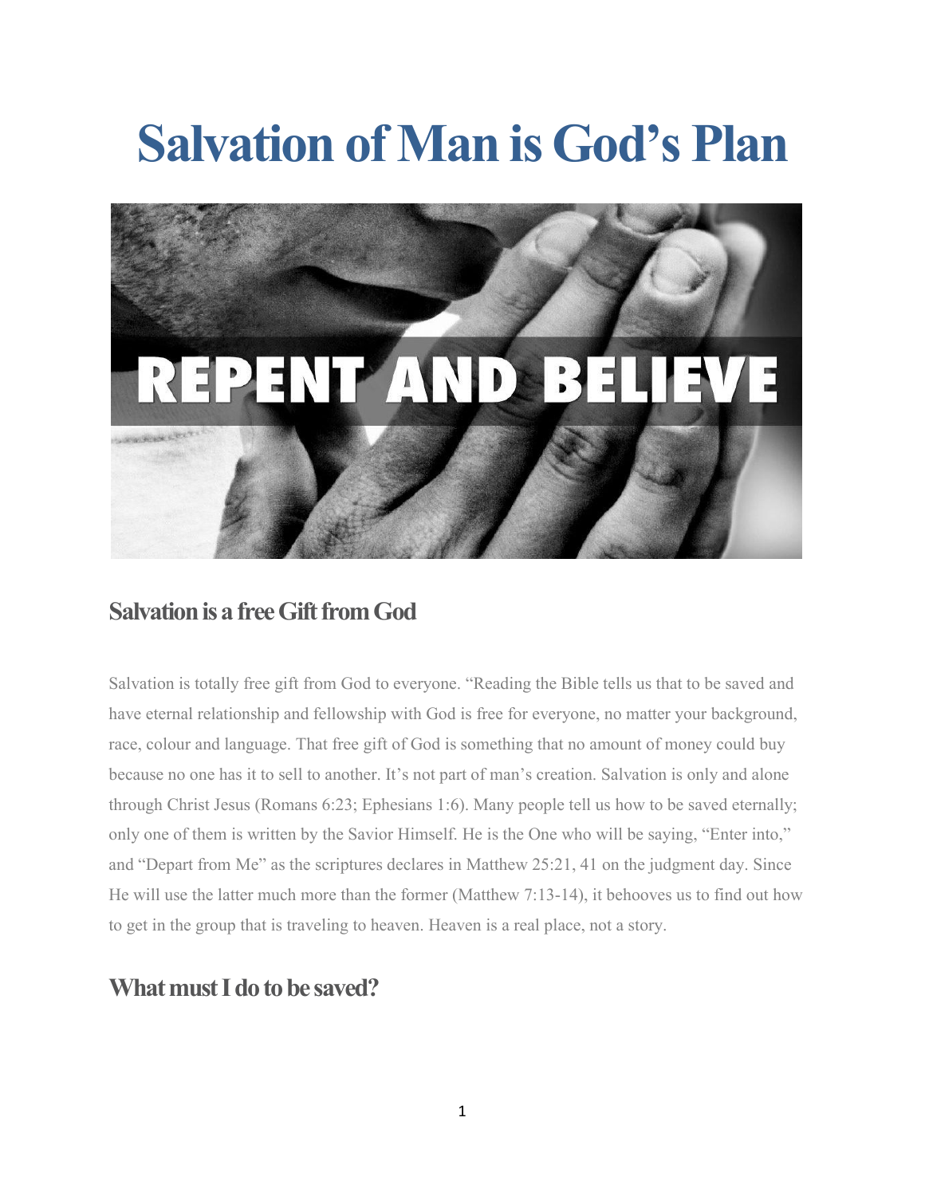# Salvation of Man is God's Plan

## Salvation is a free Gift from God

Salvation is totally free gift from God to everyone. "Reading the Bible tells us that to be saved and have eternal relationship and fellowship with God is free for everyone, no matter your background, race, colour and language. That free gift of God is something that no amount of money could buy because no one has it to sell to another. It's not part of man's creation. Salvation is only and alone through Christ Jesus (Romans 6:23; Ephesians 1:6). Many people tell us how to be saved eternally; only one of them is written by the Savior Himself. He is the One who will be saying, "Enter into," and "Depart from Me" as the scriptures declares in Matthew 25:21, 41 on the judgment day. Since He will use the latter much more than the former (Matthew 7:13-14), it behooves us to find out how to get in the group that is traveling to heaven. Heaven is a real place, not a story.

## What must I do to be saved?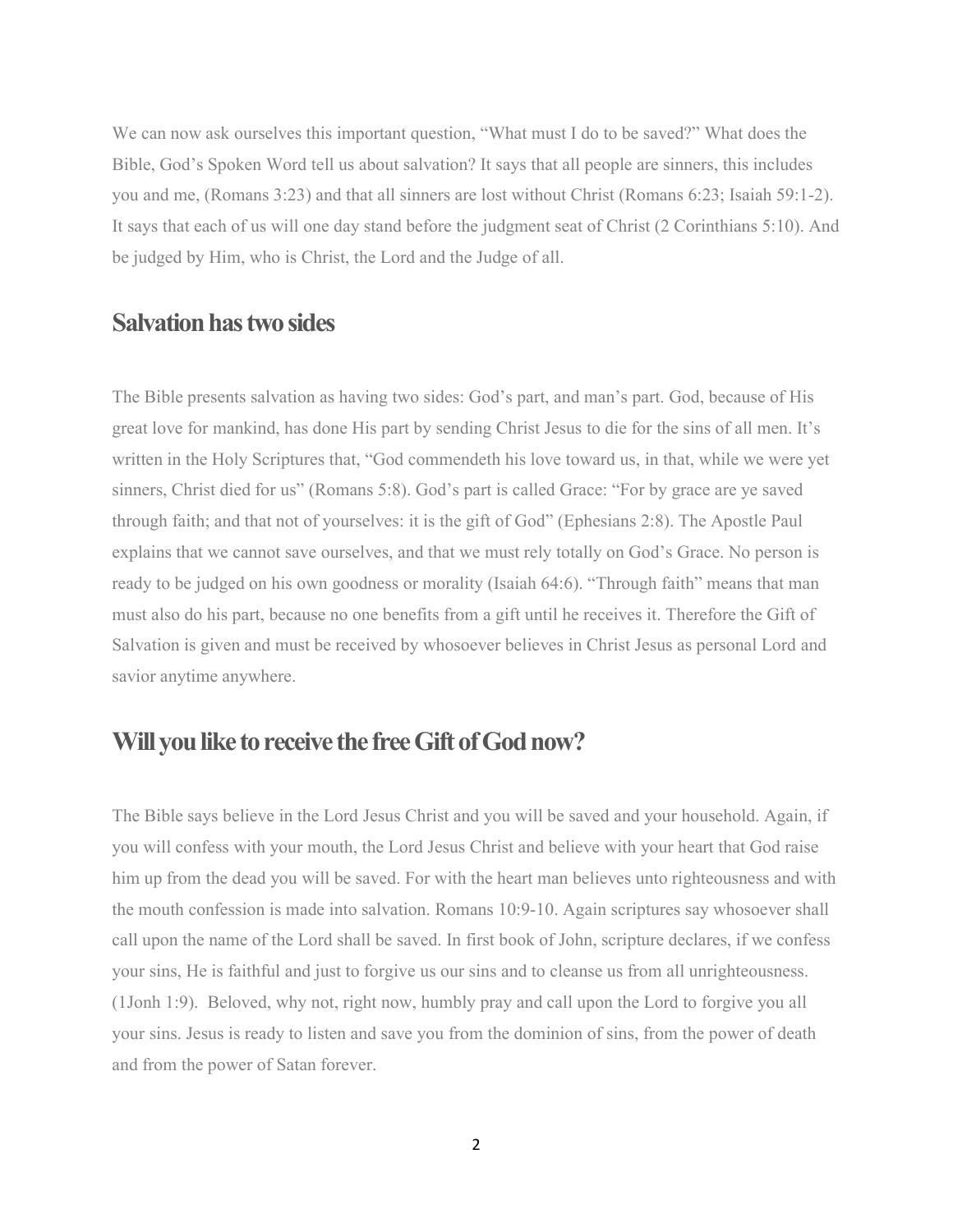We can now ask ourselves this important question, “What must I do to be saved?” What does the Bible, God’s Spoken Word tell us about salvation? It says that all people are sinners, this includes you and me, (Romans 3:23) and that all sinners are lost without Christ (Romans 6:23; Isaiah 59:1-2). It says that each of us will one day stand before the judgment seat of Christ (2 Corinthians 5:10). And be judged by Him, who is Christ, the Lord and the Judge of all.

## Salvation has two sides

The Bible presents salvation as having two sides: God’s part, and man’s part. God, because of His great love for mankind, has done His part by sending Christ Jesus to die for the sins of all men. It’s written in the Holy Scriptures that, “God commendeth his love toward us, in that, while we were yet sinners, Christ died for us” (Romans 5:8). God’s part is called Grace: “For by grace are ye saved through faith; and that not of yourselves: it is the gift of God” (Ephesians 2:8). The Apostle Paul explains that we cannot save ourselves, and that we must rely totally on God’s Grace. No person is ready to be judged on his own goodness or morality (Isaiah 64:6). “Through faith” means that man must also do his part, because no one benefits from a gift until he receives it. Therefore the Gift of Salvation is given and must be received by whosoever believes in Christ Jesus as personal Lord and savior anytime anywhere.

## Will you like to receive the free Gift of God now?

The Bible says believe in the Lord Jesus Christ and you will be saved and your household. Again, if you will confess with your mouth, the Lord Jesus Christ and believe with your heart that God raise him up from the dead you will be saved. For with the heart man believes unto righteousness and with the mouth confession is made into salvation. Romans 10:9-10. Again scriptures say whosoever shall call upon the name of the Lord shall be saved. In first book of John, scripture declares, if we confess your sins, He is faithful and just to forgive us our sins and to cleanse us from all unrighteousness. (1Jonh 1:9). Beloved, why not, right now, humbly pray and call upon the Lord to forgive you all your sins. Jesus is ready to listen and save you from the dominion of sins, from the power of death and from the power of Satan forever.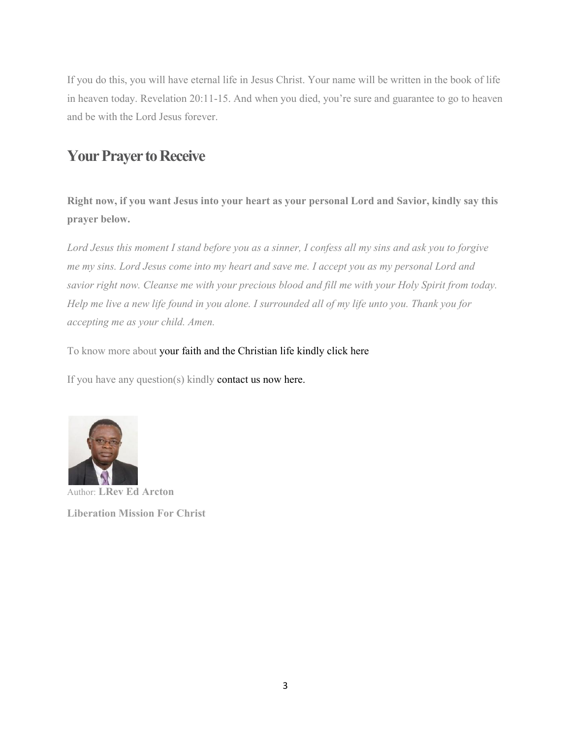If you do this, you will have eternal life in Jesus Christ. Your name will be written in the book of life in heaven today. Revelation 20:11-15. And when you died, you're sure and guarantee to go to heaven and be with the Lord Jesus forever.

## Your Prayer to Receive

**Right now, if you want Jesus into your heart as your personal Lord and Savior, kindly say this prayer below.**

*Lord Jesus this moment I stand before you as a sinner, I confess all my sins and ask you to forgive me my sins. Lord Jesus come into my heart and save me. I accept you as my personal Lord and savior right now. Cleanse me with your precious blood and fill me with your Holy Spirit from today. Help me live a new life found in you alone. I surrounded all of my life unto you. Thank you for accepting me as your child. Amen.*

To know more about your faith and the Christian life kindly click here

If you have any question(s) kindly contact us now here.

Author: **LRev Ed Arcton**

**Liberation Mission For Christ**